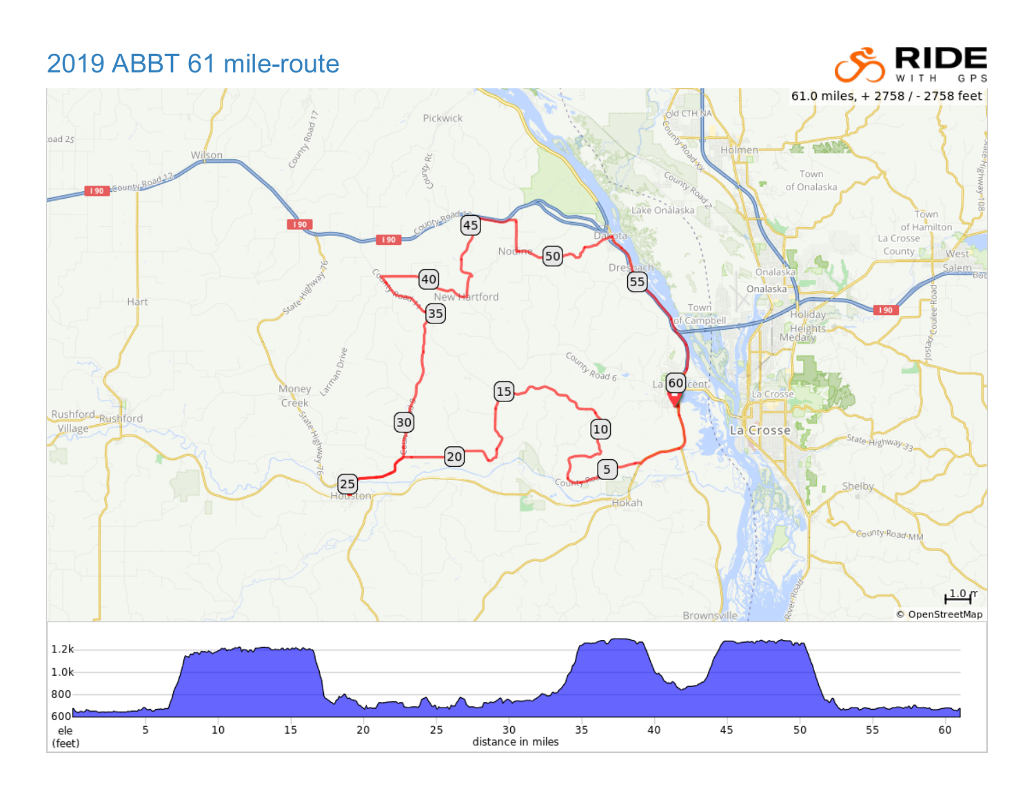# 2019 ABBT 61 mile-route

RIDE WITH GPS

61.0 miles, + 2758 / - 2758 feet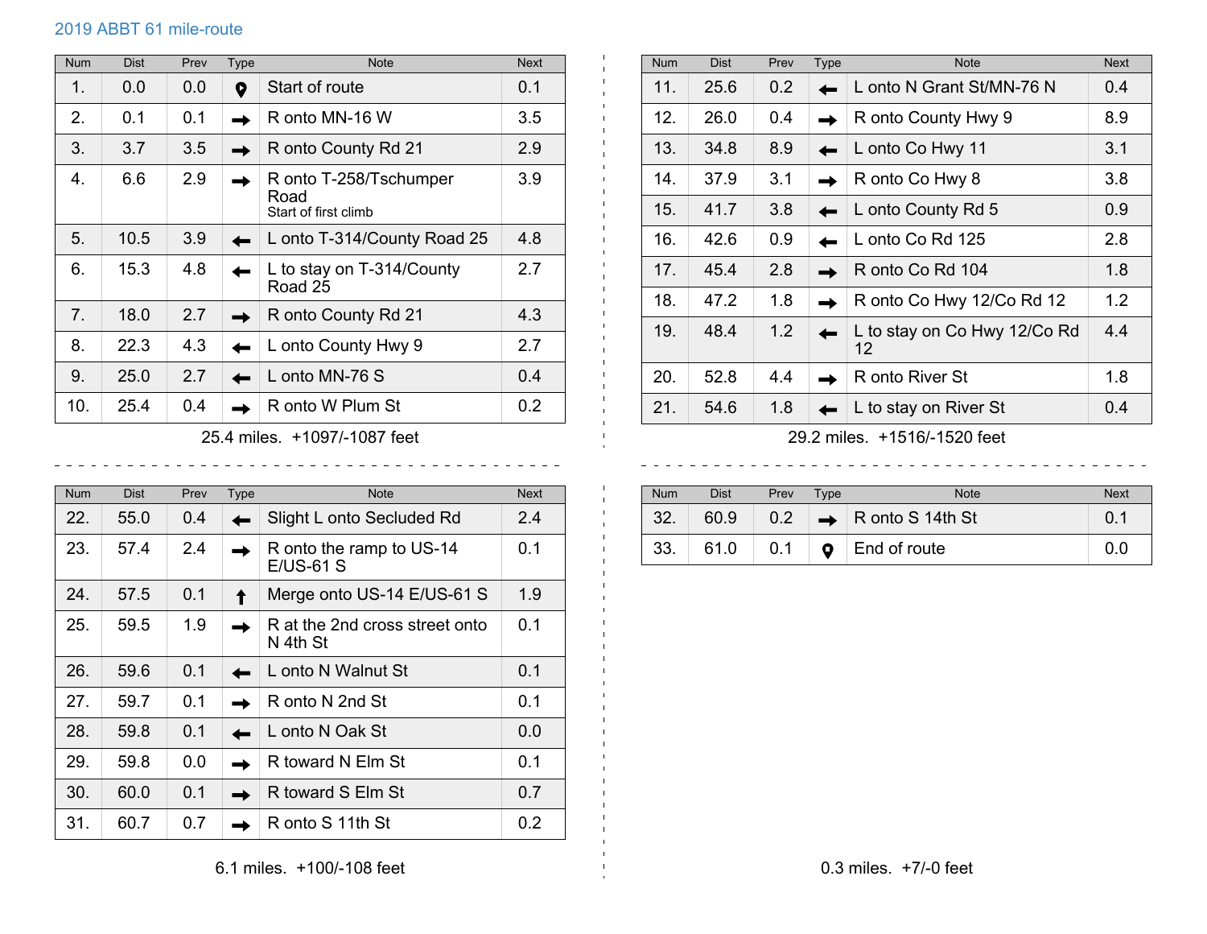2019 ABBT 61 mile-route

| Num | Dist | Prev | Type | Note | Next |
|---|---|---|---|---|---|
| 1. | 0.0 | 0.0 | 📍 | Start of route | 0.1 |
| 2. | 0.1 | 0.1 | → | R onto MN-16 W | 3.5 |
| 3. | 3.7 | 3.5 | → | R onto County Rd 21 | 2.9 |
| 4. | 6.6 | 2.9 | → | R onto T-258/Tschumper Road<br>Start of first climb | 3.9 |
| 5. | 10.5 | 3.9 | ← | L onto T-314/County Road 25 | 4.8 |
| 6. | 15.3 | 4.8 | ← | L to stay on T-314/County Road 25 | 2.7 |
| 7. | 18.0 | 2.7 | → | R onto County Rd 21 | 4.3 |
| 8. | 22.3 | 4.3 | ← | L onto County Hwy 9 | 2.7 |
| 9. | 25.0 | 2.7 | ← | L onto MN-76 S | 0.4 |
| 10. | 25.4 | 0.4 | → | R onto W Plum St | 0.2 |

25.4 miles. +1097/-1087 feet

| Num | Dist | Prev | Type | Note | Next |
|---|---|---|---|---|---|
| 11. | 25.6 | 0.2 | ← | L onto N Grant St/MN-76 N | 0.4 |
| 12. | 26.0 | 0.4 | → | R onto County Hwy 9 | 8.9 |
| 13. | 34.8 | 8.9 | ← | L onto Co Hwy 11 | 3.1 |
| 14. | 37.9 | 3.1 | → | R onto Co Hwy 8 | 3.8 |
| 15. | 41.7 | 3.8 | ← | L onto County Rd 5 | 0.9 |
| 16. | 42.6 | 0.9 | ← | L onto Co Rd 125 | 2.8 |
| 17. | 45.4 | 2.8 | → | R onto Co Rd 104 | 1.8 |
| 18. | 47.2 | 1.8 | → | R onto Co Hwy 12/Co Rd 12 | 1.2 |
| 19. | 48.4 | 1.2 | ← | L to stay on Co Hwy 12/Co Rd 12 | 4.4 |
| 20. | 52.8 | 4.4 | → | R onto River St | 1.8 |
| 21. | 54.6 | 1.8 | ← | L to stay on River St | 0.4 |

29.2 miles. +1516/-1520 feet

| Num | Dist | Prev | Type | Note | Next |
|---|---|---|---|---|---|
| 22. | 55.0 | 0.4 | ← | Slight L onto Secluded Rd | 2.4 |
| 23. | 57.4 | 2.4 | → | R onto the ramp to US-14 E/US-61 S | 0.1 |
| 24. | 57.5 | 0.1 | ↑ | Merge onto US-14 E/US-61 S | 1.9 |
| 25. | 59.5 | 1.9 | → | R at the 2nd cross street onto N 4th St | 0.1 |
| 26. | 59.6 | 0.1 | ← | L onto N Walnut St | 0.1 |
| 27. | 59.7 | 0.1 | → | R onto N 2nd St | 0.1 |
| 28. | 59.8 | 0.1 | ← | L onto N Oak St | 0.0 |
| 29. | 59.8 | 0.0 | → | R toward N Elm St | 0.1 |
| 30. | 60.0 | 0.1 | → | R toward S Elm St | 0.7 |
| 31. | 60.7 | 0.7 | → | R onto S 11th St | 0.2 |

6.1 miles. +100/-108 feet

| Num | Dist | Prev | Type | Note | Next |
|---|---|---|---|---|---|
| 32. | 60.9 | 0.2 | → | R onto S 14th St | 0.1 |
| 33. | 61.0 | 0.1 | 📍 | End of route | 0.0 |

0.3 miles. +7/-0 feet